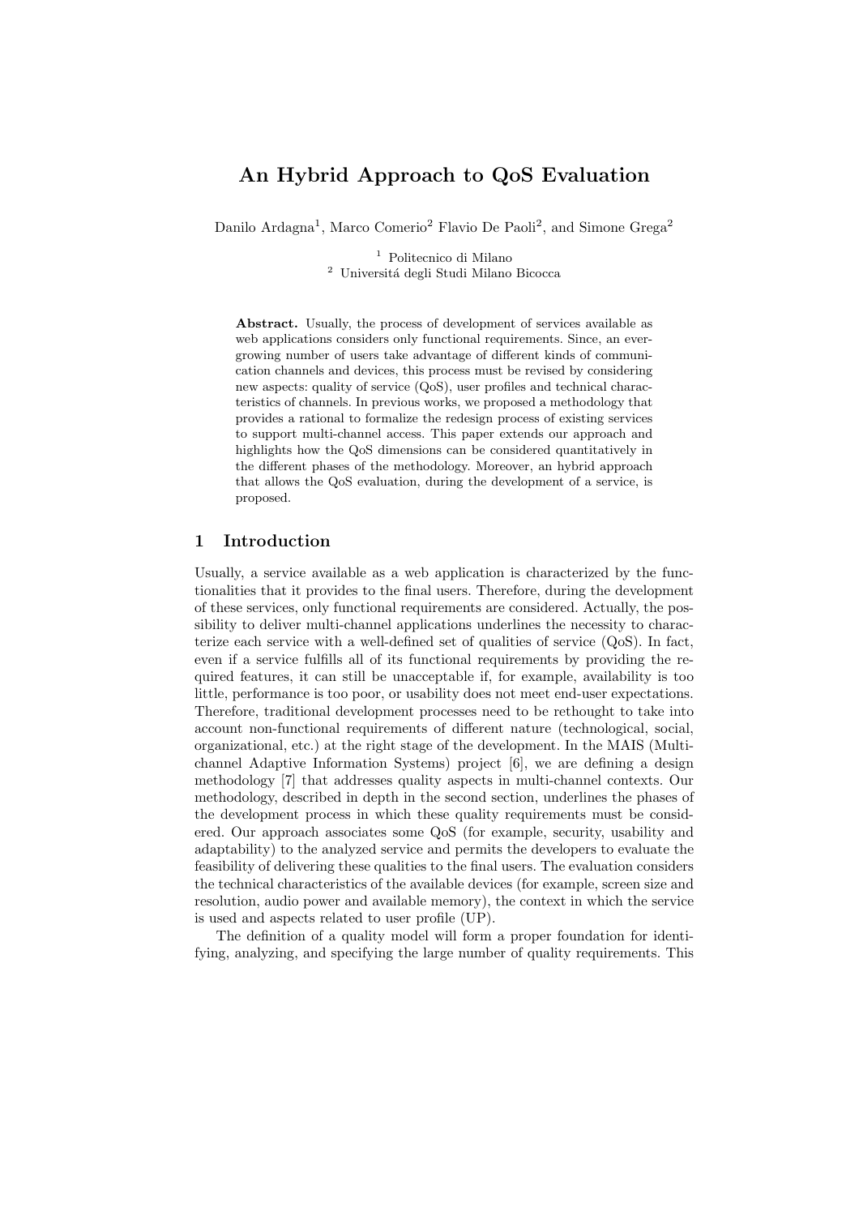# An Hybrid Approach to QoS Evaluation

Danilo Ardagna[1], Marco Comerio[2] Flavio De Paoli[2], and Simone Grega[2]

[1] Politecnico di Milano
[2] Universitá degli Studi Milano Bicocca

**Abstract.** Usually, the process of development of services available as web applications considers only functional requirements. Since, an ever-growing number of users take advantage of different kinds of communication channels and devices, this process must be revised by considering new aspects: quality of service (QoS), user profiles and technical characteristics of channels. In previous works, we proposed a methodology that provides a rational to formalize the redesign process of existing services to support multi-channel access. This paper extends our approach and highlights how the QoS dimensions can be considered quantitatively in the different phases of the methodology. Moreover, an hybrid approach that allows the QoS evaluation, during the development of a service, is proposed.

## 1 Introduction

Usually, a service available as a web application is characterized by the functionalities that it provides to the final users. Therefore, during the development of these services, only functional requirements are considered. Actually, the possibility to deliver multi-channel applications underlines the necessity to characterize each service with a well-defined set of qualities of service (QoS). In fact, even if a service fulfills all of its functional requirements by providing the required features, it can still be unacceptable if, for example, availability is too little, performance is too poor, or usability does not meet end-user expectations. Therefore, traditional development processes need to be rethought to take into account non-functional requirements of different nature (technological, social, organizational, etc.) at the right stage of the development. In the MAIS (Multichannel Adaptive Information Systems) project [6], we are defining a design methodology [7] that addresses quality aspects in multi-channel contexts. Our methodology, described in depth in the second section, underlines the phases of the development process in which these quality requirements must be considered. Our approach associates some QoS (for example, security, usability and adaptability) to the analyzed service and permits the developers to evaluate the feasibility of delivering these qualities to the final users. The evaluation considers the technical characteristics of the available devices (for example, screen size and resolution, audio power and available memory), the context in which the service is used and aspects related to user profile (UP).

The definition of a quality model will form a proper foundation for identifying, analyzing, and specifying the large number of quality requirements. This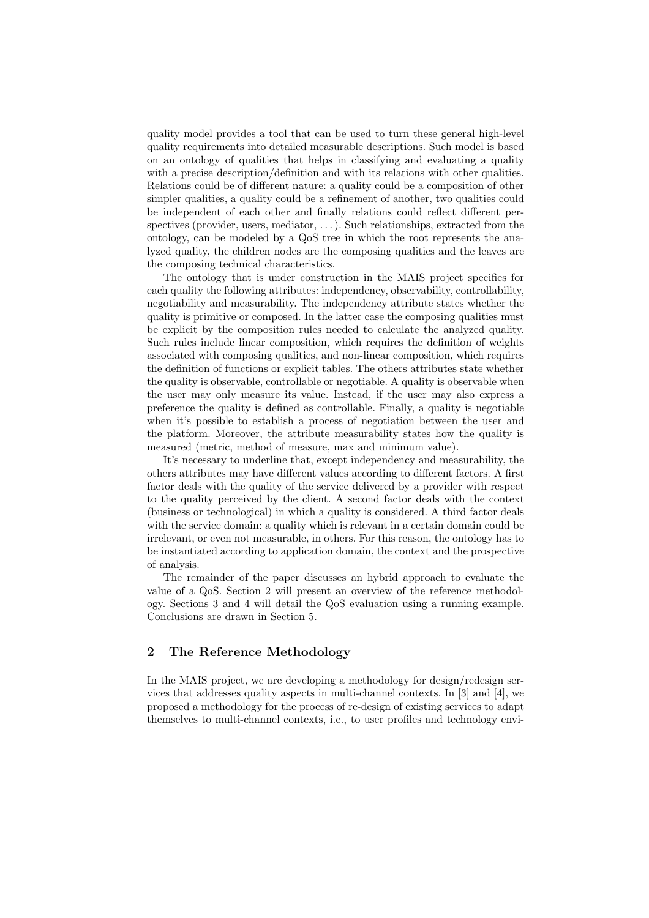quality model provides a tool that can be used to turn these general high-level quality requirements into detailed measurable descriptions. Such model is based on an ontology of qualities that helps in classifying and evaluating a quality with a precise description/definition and with its relations with other qualities. Relations could be of different nature: a quality could be a composition of other simpler qualities, a quality could be a refinement of another, two qualities could be independent of each other and finally relations could reflect different perspectives (provider, users, mediator, ...). Such relationships, extracted from the ontology, can be modeled by a QoS tree in which the root represents the analyzed quality, the children nodes are the composing qualities and the leaves are the composing technical characteristics.

The ontology that is under construction in the MAIS project specifies for each quality the following attributes: independency, observability, controllability, negotiability and measurability. The independency attribute states whether the quality is primitive or composed. In the latter case the composing qualities must be explicit by the composition rules needed to calculate the analyzed quality. Such rules include linear composition, which requires the definition of weights associated with composing qualities, and non-linear composition, which requires the definition of functions or explicit tables. The others attributes state whether the quality is observable, controllable or negotiable. A quality is observable when the user may only measure its value. Instead, if the user may also express a preference the quality is defined as controllable. Finally, a quality is negotiable when it's possible to establish a process of negotiation between the user and the platform. Moreover, the attribute measurability states how the quality is measured (metric, method of measure, max and minimum value).

It's necessary to underline that, except independency and measurability, the others attributes may have different values according to different factors. A first factor deals with the quality of the service delivered by a provider with respect to the quality perceived by the client. A second factor deals with the context (business or technological) in which a quality is considered. A third factor deals with the service domain: a quality which is relevant in a certain domain could be irrelevant, or even not measurable, in others. For this reason, the ontology has to be instantiated according to application domain, the context and the prospective of analysis.

The remainder of the paper discusses an hybrid approach to evaluate the value of a QoS. Section 2 will present an overview of the reference methodology. Sections 3 and 4 will detail the QoS evaluation using a running example. Conclusions are drawn in Section 5.

## 2 The Reference Methodology

In the MAIS project, we are developing a methodology for design/redesign services that addresses quality aspects in multi-channel contexts. In [3] and [4], we proposed a methodology for the process of re-design of existing services to adapt themselves to multi-channel contexts, i.e., to user profiles and technology envi-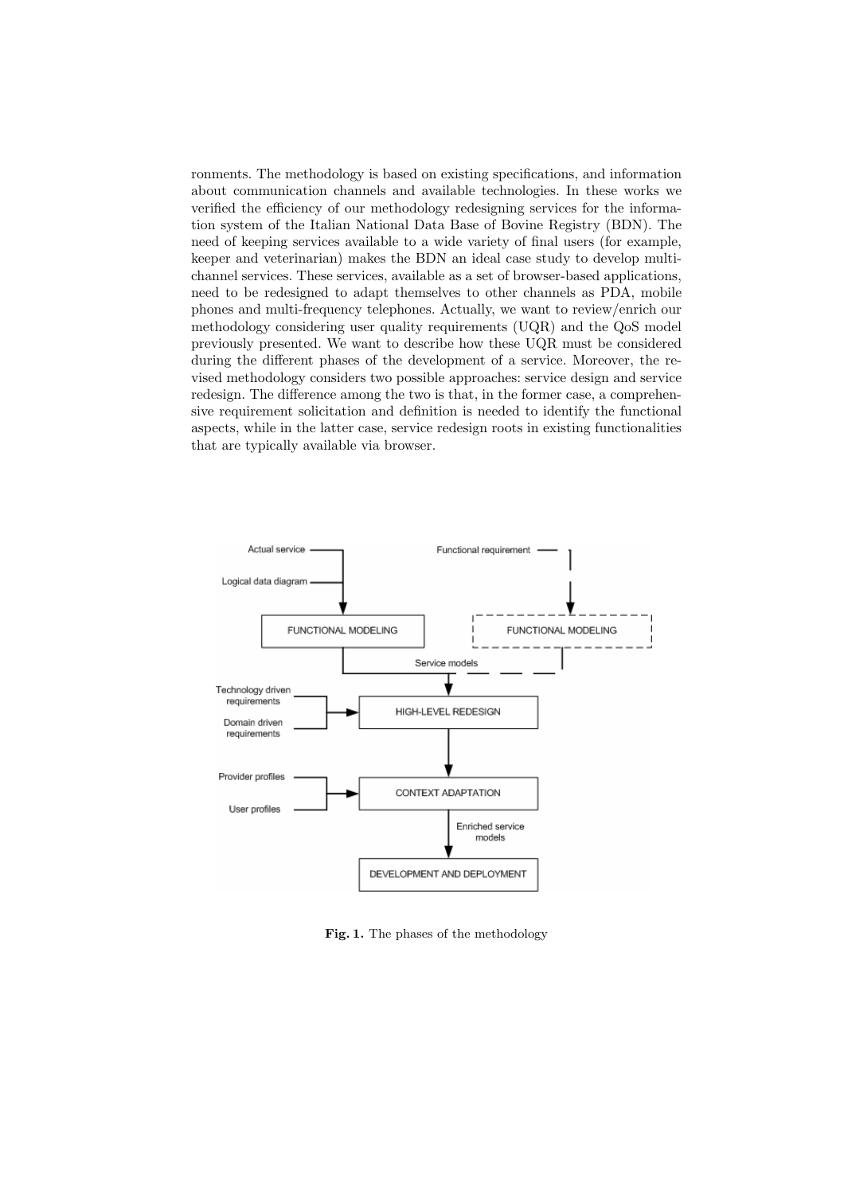ronments. The methodology is based on existing specifications, and information about communication channels and available technologies. In these works we verified the efficiency of our methodology redesigning services for the information system of the Italian National Data Base of Bovine Registry (BDN). The need of keeping services available to a wide variety of final users (for example, keeper and veterinarian) makes the BDN an ideal case study to develop multi-channel services. These services, available as a set of browser-based applications, need to be redesigned to adapt themselves to other channels as PDA, mobile phones and multi-frequency telephones. Actually, we want to review/enrich our methodology considering user quality requirements (UQR) and the QoS model previously presented. We want to describe how these UQR must be considered during the different phases of the development of a service. Moreover, the revised methodology considers two possible approaches: service design and service redesign. The difference among the two is that, in the former case, a comprehensive requirement solicitation and definition is needed to identify the functional aspects, while in the latter case, service redesign roots in existing functionalities that are typically available via browser.

**Fig. 1.** The phases of the methodology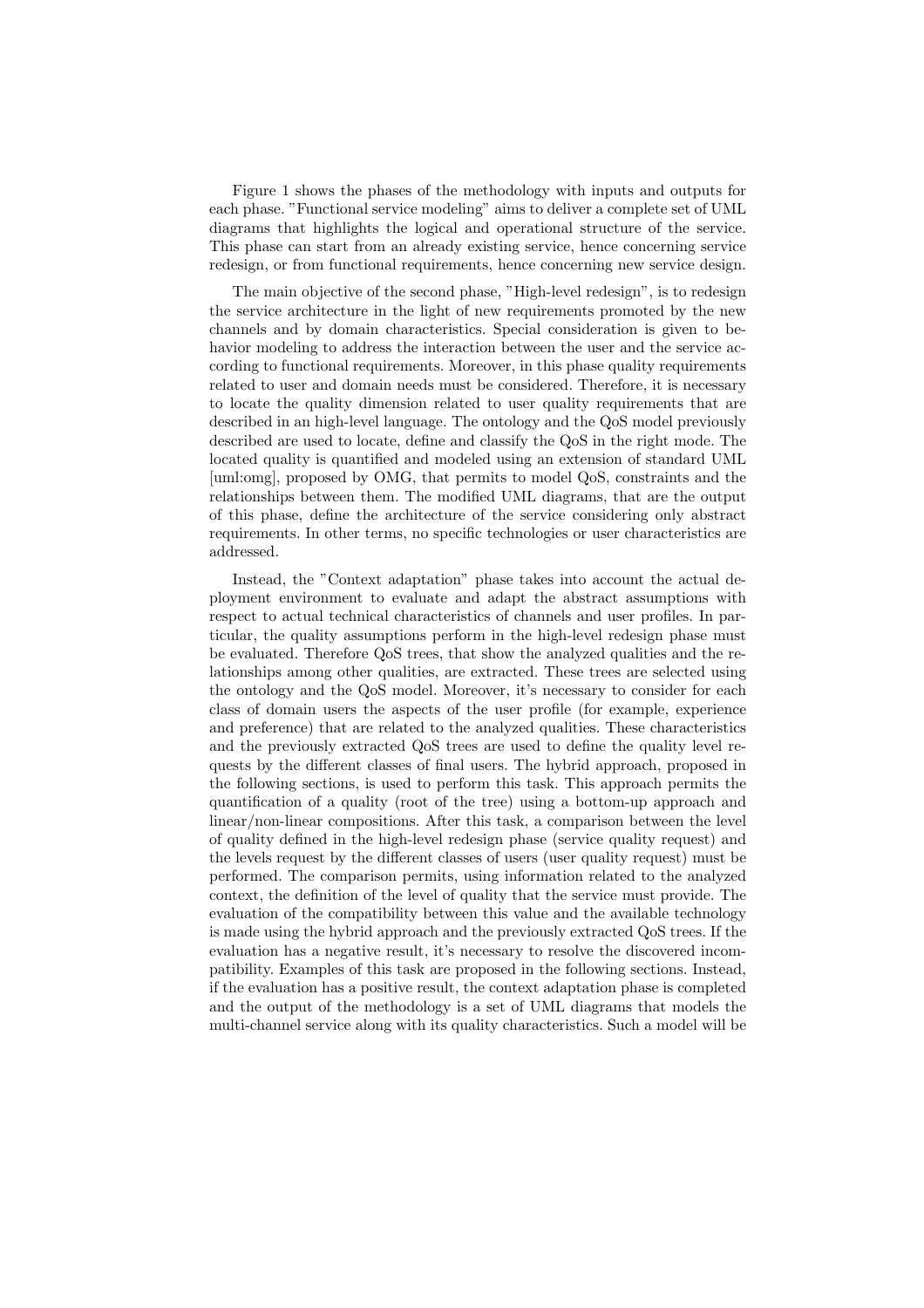Figure 1 shows the phases of the methodology with inputs and outputs for each phase. "Functional service modeling" aims to deliver a complete set of UML diagrams that highlights the logical and operational structure of the service. This phase can start from an already existing service, hence concerning service redesign, or from functional requirements, hence concerning new service design.

The main objective of the second phase, "High-level redesign", is to redesign the service architecture in the light of new requirements promoted by the new channels and by domain characteristics. Special consideration is given to behavior modeling to address the interaction between the user and the service according to functional requirements. Moreover, in this phase quality requirements related to user and domain needs must be considered. Therefore, it is necessary to locate the quality dimension related to user quality requirements that are described in an high-level language. The ontology and the QoS model previously described are used to locate, define and classify the QoS in the right mode. The located quality is quantified and modeled using an extension of standard UML [uml:omg], proposed by OMG, that permits to model QoS, constraints and the relationships between them. The modified UML diagrams, that are the output of this phase, define the architecture of the service considering only abstract requirements. In other terms, no specific technologies or user characteristics are addressed.

Instead, the "Context adaptation" phase takes into account the actual deployment environment to evaluate and adapt the abstract assumptions with respect to actual technical characteristics of channels and user profiles. In particular, the quality assumptions perform in the high-level redesign phase must be evaluated. Therefore QoS trees, that show the analyzed qualities and the relationships among other qualities, are extracted. These trees are selected using the ontology and the QoS model. Moreover, it's necessary to consider for each class of domain users the aspects of the user profile (for example, experience and preference) that are related to the analyzed qualities. These characteristics and the previously extracted QoS trees are used to define the quality level requests by the different classes of final users. The hybrid approach, proposed in the following sections, is used to perform this task. This approach permits the quantification of a quality (root of the tree) using a bottom-up approach and linear/non-linear compositions. After this task, a comparison between the level of quality defined in the high-level redesign phase (service quality request) and the levels request by the different classes of users (user quality request) must be performed. The comparison permits, using information related to the analyzed context, the definition of the level of quality that the service must provide. The evaluation of the compatibility between this value and the available technology is made using the hybrid approach and the previously extracted QoS trees. If the evaluation has a negative result, it's necessary to resolve the discovered incompatibility. Examples of this task are proposed in the following sections. Instead, if the evaluation has a positive result, the context adaptation phase is completed and the output of the methodology is a set of UML diagrams that models the multi-channel service along with its quality characteristics. Such a model will be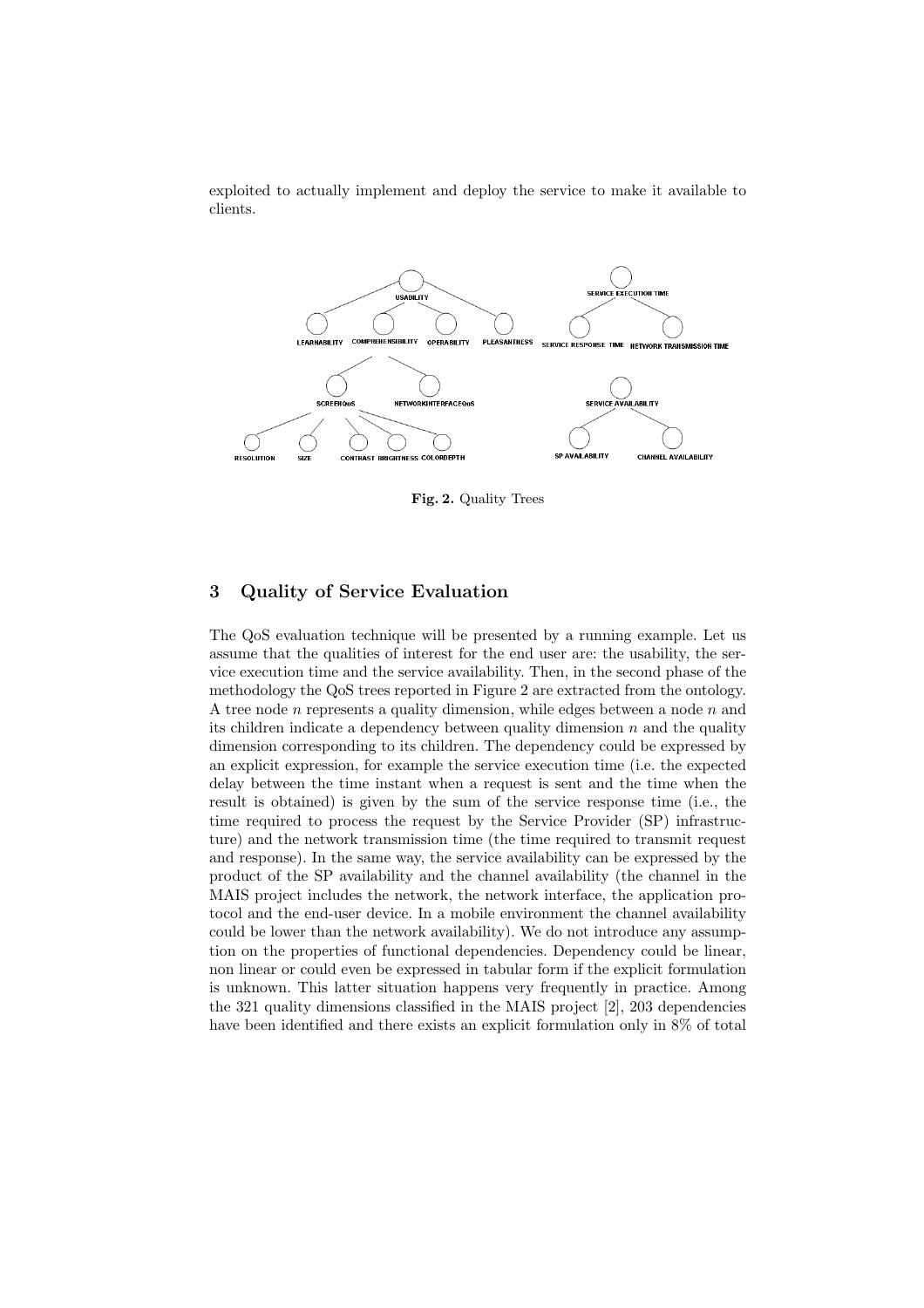exploited to actually implement and deploy the service to make it available to clients.

**Fig. 2.** Quality Trees

## 3 Quality of Service Evaluation

The QoS evaluation technique will be presented by a running example. Let us assume that the qualities of interest for the end user are: the usability, the service execution time and the service availability. Then, in the second phase of the methodology the QoS trees reported in Figure 2 are extracted from the ontology. A tree node $n$ represents a quality dimension, while edges between a node $n$ and its children indicate a dependency between quality dimension $n$ and the quality dimension corresponding to its children. The dependency could be expressed by an explicit expression, for example the service execution time (i.e. the expected delay between the time instant when a request is sent and the time when the result is obtained) is given by the sum of the service response time (i.e., the time required to process the request by the Service Provider (SP) infrastructure) and the network transmission time (the time required to transmit request and response). In the same way, the service availability can be expressed by the product of the SP availability and the channel availability (the channel in the MAIS project includes the network, the network interface, the application protocol and the end-user device. In a mobile environment the channel availability could be lower than the network availability). We do not introduce any assumption on the properties of functional dependencies. Dependency could be linear, non linear or could even be expressed in tabular form if the explicit formulation is unknown. This latter situation happens very frequently in practice. Among the 321 quality dimensions classified in the MAIS project [2], 203 dependencies have been identified and there exists an explicit formulation only in 8% of total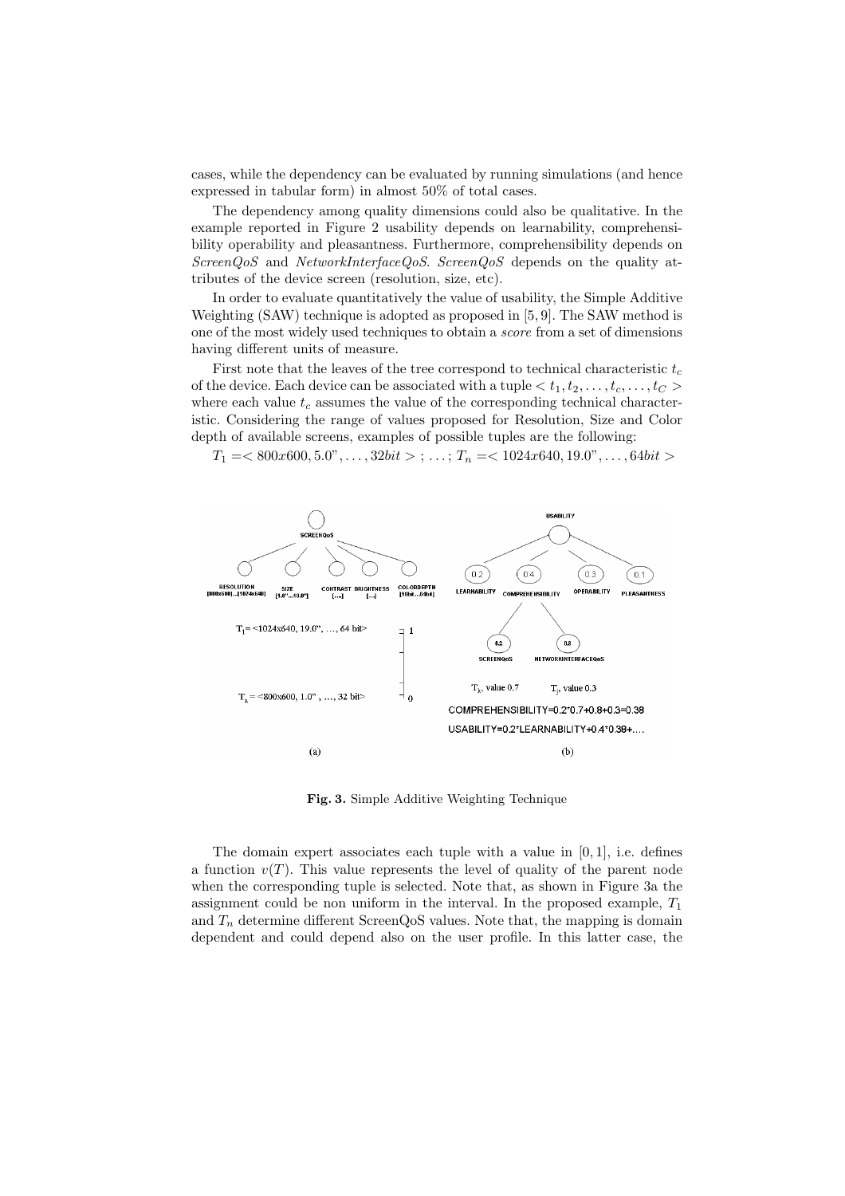cases, while the dependency can be evaluated by running simulations (and hence expressed in tabular form) in almost 50% of total cases.

The dependency among quality dimensions could also be qualitative. In the example reported in Figure 2 usability depends on learnability, comprehensibility operability and pleasantness. Furthermore, comprehensibility depends on *ScreenQoS* and *NetworkInterfaceQoS*. *ScreenQoS* depends on the quality attributes of the device screen (resolution, size, etc).

In order to evaluate quantitatively the value of usability, the Simple Additive Weighting (SAW) technique is adopted as proposed in [5, 9]. The SAW method is one of the most widely used techniques to obtain a *score* from a set of dimensions having different units of measure.

First note that the leaves of the tree correspond to technical characteristic $t_c$ of the device. Each device can be associated with a tuple $< t_1, t_2, \ldots, t_c, \ldots, t_C >$ where each value $t_c$ assumes the value of the corresponding technical characteristic. Considering the range of values proposed for Resolution, Size and Color depth of available screens, examples of possible tuples are the following:

$T_1 =< 800x600, 5.0", \ldots, 32bit >$ ; $\ldots$ ; $T_n =< 1024x640, 19.0", \ldots, 64bit >$

**Fig. 3.** Simple Additive Weighting Technique

The domain expert associates each tuple with a value in $[0, 1]$, i.e. defines a function $v(T)$. This value represents the level of quality of the parent node when the corresponding tuple is selected. Note that, as shown in Figure 3a the assignment could be non uniform in the interval. In the proposed example, $T_1$ and $T_n$ determine different ScreenQoS values. Note that, the mapping is domain dependent and could depend also on the user profile. In this latter case, the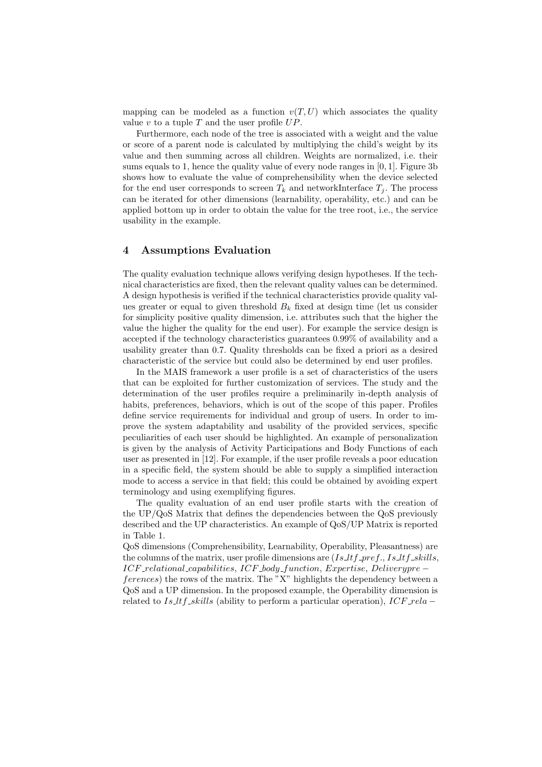mapping can be modeled as a function $v(T, U)$ which associates the quality value $v$ to a tuple $T$ and the user profile $UP$.

Furthermore, each node of the tree is associated with a weight and the value or score of a parent node is calculated by multiplying the child's weight by its value and then summing across all children. Weights are normalized, i.e. their sums equals to 1, hence the quality value of every node ranges in $[0, 1]$. Figure 3b shows how to evaluate the value of comprehensibility when the device selected for the end user corresponds to screen $T_k$ and networkInterface $T_j$. The process can be iterated for other dimensions (learnability, operability, etc.) and can be applied bottom up in order to obtain the value for the tree root, i.e., the service usability in the example.

## 4 Assumptions Evaluation

The quality evaluation technique allows verifying design hypotheses. If the technical characteristics are fixed, then the relevant quality values can be determined. A design hypothesis is verified if the technical characteristics provide quality values greater or equal to given threshold $B_k$ fixed at design time (let us consider for simplicity positive quality dimension, i.e. attributes such that the higher the value the higher the quality for the end user). For example the service design is accepted if the technology characteristics guarantees 0.99% of availability and a usability greater than 0.7. Quality thresholds can be fixed a priori as a desired characteristic of the service but could also be determined by end user profiles.

In the MAIS framework a user profile is a set of characteristics of the users that can be exploited for further customization of services. The study and the determination of the user profiles require a preliminarily in-depth analysis of habits, preferences, behaviors, which is out of the scope of this paper. Profiles define service requirements for individual and group of users. In order to improve the system adaptability and usability of the provided services, specific peculiarities of each user should be highlighted. An example of personalization is given by the analysis of Activity Participations and Body Functions of each user as presented in [12]. For example, if the user profile reveals a poor education in a specific field, the system should be able to supply a simplified interaction mode to access a service in that field; this could be obtained by avoiding expert terminology and using exemplifying figures.

The quality evaluation of an end user profile starts with the creation of the UP/QoS Matrix that defines the dependencies between the QoS previously described and the UP characteristics. An example of QoS/UP Matrix is reported in Table 1.

QoS dimensions (Comprehensibility, Learnability, Operability, Pleasantness) are the columns of the matrix, user profile dimensions are ($Is\_ltf\_pref.$, $Is\_ltf\_skills$, $ICF\_relational\_capabilities$, $ICF\_body\_function$, $Expertise$, $Deliverypre-ferences$) the rows of the matrix. The "X" highlights the dependency between a QoS and a UP dimension. In the proposed example, the Operability dimension is related to $Is\_ltf\_skills$ (ability to perform a particular operation), $ICF\_rela-$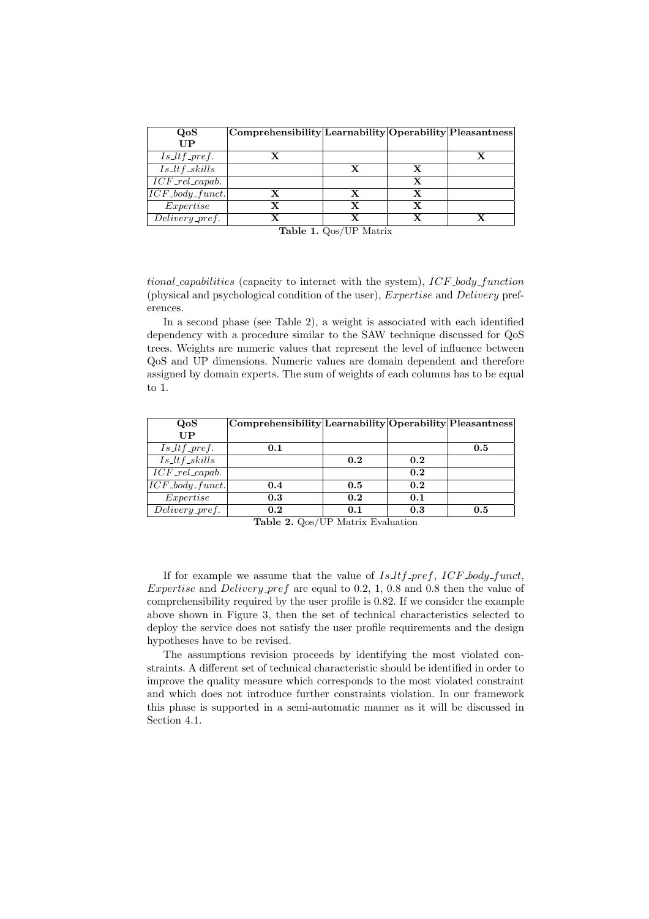| QoS UP | Comprehensibility | Learnability | Operability | Pleasantness |
|---|---|---|---|---|
| *Is_ltf_pref.* | **X** | | | **X** |
| *Is_ltf_skills* | | **X** | **X** | |
| *ICF_rel_capab.* | | | **X** | |
| *ICF_body_funct.* | **X** | **X** | **X** | |
| *Expertise* | **X** | **X** | **X** | |
| *Delivery_pref.* | **X** | **X** | **X** | **X** |

**Table 1.** Qos/UP Matrix

*tional_capabilities* (capacity to interact with the system), *ICF_body_function* (physical and psychological condition of the user), *Expertise* and *Delivery* preferences.

In a second phase (see Table 2), a weight is associated with each identified dependency with a procedure similar to the SAW technique discussed for QoS trees. Weights are numeric values that represent the level of influence between QoS and UP dimensions. Numeric values are domain dependent and therefore assigned by domain experts. The sum of weights of each columns has to be equal to 1.

| QoS UP | Comprehensibility | Learnability | Operability | Pleasantness |
|---|---|---|---|---|
| *Is_ltf_pref.* | **0.1** | | | **0.5** |
| *Is_ltf_skills* | | **0.2** | **0.2** | |
| *ICF_rel_capab.* | | | **0.2** | |
| *ICF_body_funct.* | **0.4** | **0.5** | **0.2** | |
| *Expertise* | **0.3** | **0.2** | **0.1** | |
| *Delivery_pref.* | **0.2** | **0.1** | **0.3** | **0.5** |

**Table 2.** Qos/UP Matrix Evaluation

If for example we assume that the value of *Is_ltf_pref*, *ICF_body_funct*, *Expertise* and *Delivery_pref* are equal to 0.2, 1, 0.8 and 0.8 then the value of comprehensibility required by the user profile is 0.82. If we consider the example above shown in Figure 3, then the set of technical characteristics selected to deploy the service does not satisfy the user profile requirements and the design hypotheses have to be revised.

The assumptions revision proceeds by identifying the most violated constraints. A different set of technical characteristic should be identified in order to improve the quality measure which corresponds to the most violated constraint and which does not introduce further constraints violation. In our framework this phase is supported in a semi-automatic manner as it will be discussed in Section 4.1.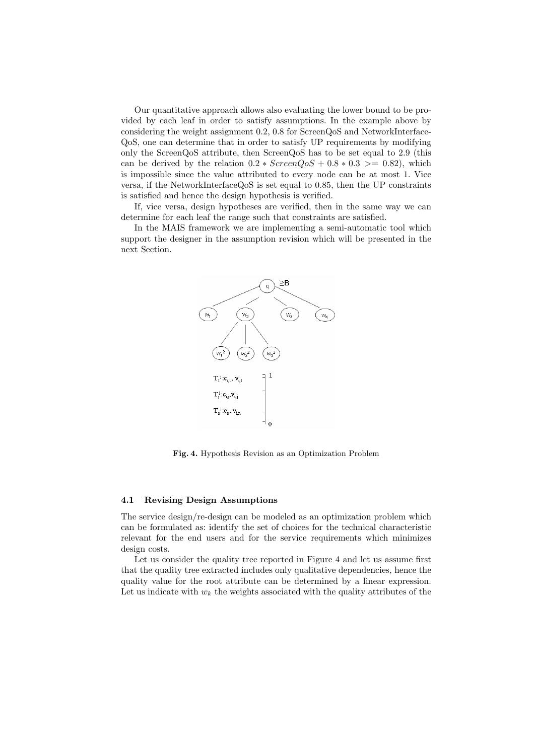Our quantitative approach allows also evaluating the lower bound to be provided by each leaf in order to satisfy assumptions. In the example above by considering the weight assignment 0.2, 0.8 for ScreenQoS and NetworkInterface-QoS, one can determine that in order to satisfy UP requirements by modifying only the ScreenQoS attribute, then ScreenQoS has to be set equal to 2.9 (this can be derived by the relation $0.2 * ScreenQoS + 0.8 * 0.3 >= 0.82$), which is impossible since the value attributed to every node can be at most 1. Vice versa, if the NetworkInterfaceQoS is set equal to 0.85, then the UP constraints is satisfied and hence the design hypothesis is verified.

If, vice versa, design hypotheses are verified, then in the same way we can determine for each leaf the range such that constraints are satisfied.

In the MAIS framework we are implementing a semi-automatic tool which support the designer in the assumption revision which will be presented in the next Section.

**Fig. 4.** Hypothesis Revision as an Optimization Problem

### 4.1 Revising Design Assumptions

The service design/re-design can be modeled as an optimization problem which can be formulated as: identify the set of choices for the technical characteristic relevant for the end users and for the service requirements which minimizes design costs.

Let us consider the quality tree reported in Figure 4 and let us assume first that the quality tree extracted includes only qualitative dependencies, hence the quality value for the root attribute can be determined by a linear expression. Let us indicate with $w_k$ the weights associated with the quality attributes of the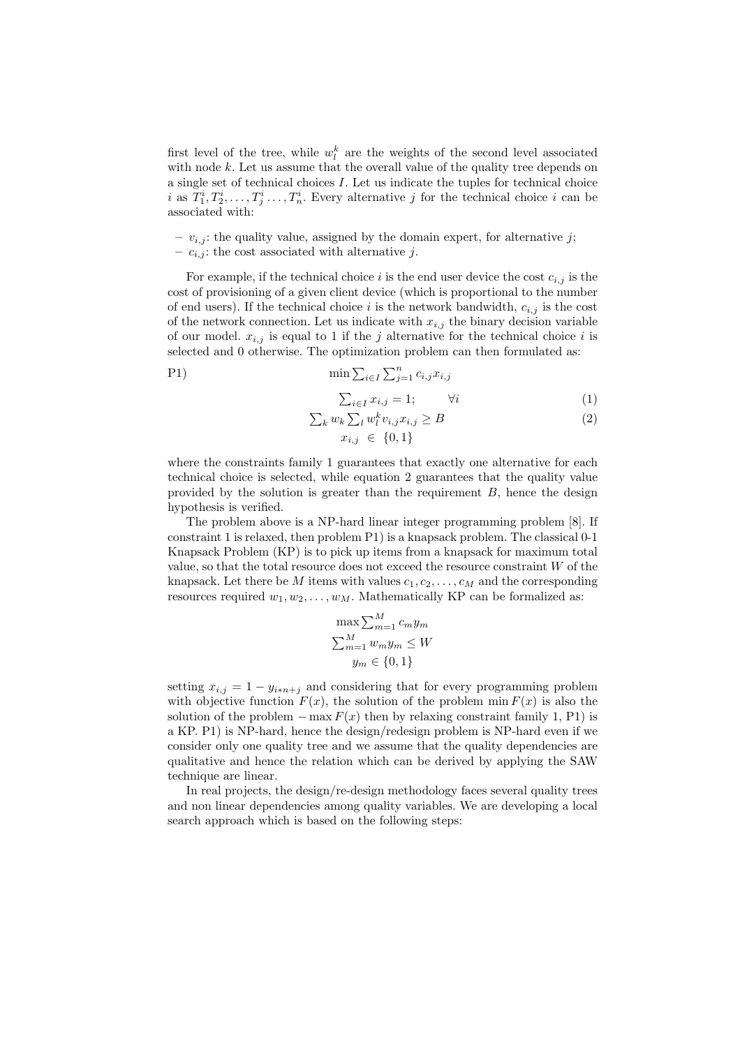first level of the tree, while $w_l^k$ are the weights of the second level associated with node $k$. Let us assume that the overall value of the quality tree depends on a single set of technical choices $I$. Let us indicate the tuples for technical choice $i$ as $T_1^i, T_2^i, \ldots, T_j^i \ldots, T_n^i$. Every alternative $j$ for the technical choice $i$ can be associated with:

- $v_{i,j}$: the quality value, assigned by the domain expert, for alternative $j$;
- $c_{i,j}$: the cost associated with alternative $j$.

For example, if the technical choice $i$ is the end user device the cost $c_{i,j}$ is the cost of provisioning of a given client device (which is proportional to the number of end users). If the technical choice $i$ is the network bandwidth, $c_{i,j}$ is the cost of the network connection. Let us indicate with $x_{i,j}$ the binary decision variable of our model. $x_{i,j}$ is equal to 1 if the $j$ alternative for the technical choice $i$ is selected and 0 otherwise. The optimization problem can then formulated as:

P1)
$$\min \sum_{i \in I} \sum_{j=1}^{n} c_{i,j} x_{i,j}$$
$$\sum_{i \in I} x_{i,j} = 1; \qquad \forall i \tag{1}$$
$$\sum_k w_k \sum_l w_l^k v_{i,j} x_{i,j} \geq B \tag{2}$$
$$x_{i,j} \in \{0, 1\}$$

where the constraints family 1 guarantees that exactly one alternative for each technical choice is selected, while equation 2 guarantees that the quality value provided by the solution is greater than the requirement $B$, hence the design hypothesis is verified.

The problem above is a NP-hard linear integer programming problem [8]. If constraint 1 is relaxed, then problem P1) is a knapsack problem. The classical 0-1 Knapsack Problem (KP) is to pick up items from a knapsack for maximum total value, so that the total resource does not exceed the resource constraint $W$ of the knapsack. Let there be $M$ items with values $c_1, c_2, \ldots, c_M$ and the corresponding resources required $w_1, w_2, \ldots, w_M$. Mathematically KP can be formalized as:

$$\max \sum_{m=1}^{M} c_m y_m$$
$$\sum_{m=1}^{M} w_m y_m \leq W$$
$$y_m \in \{0, 1\}$$

setting $x_{i,j} = 1 - y_{i*n+j}$ and considering that for every programming problem with objective function $F(x)$, the solution of the problem $\min F(x)$ is also the solution of the problem $-\max F(x)$ then by relaxing constraint family 1, P1) is a KP. P1) is NP-hard, hence the design/redesign problem is NP-hard even if we consider only one quality tree and we assume that the quality dependencies are qualitative and hence the relation which can be derived by applying the SAW technique are linear.

In real projects, the design/re-design methodology faces several quality trees and non linear dependencies among quality variables. We are developing a local search approach which is based on the following steps: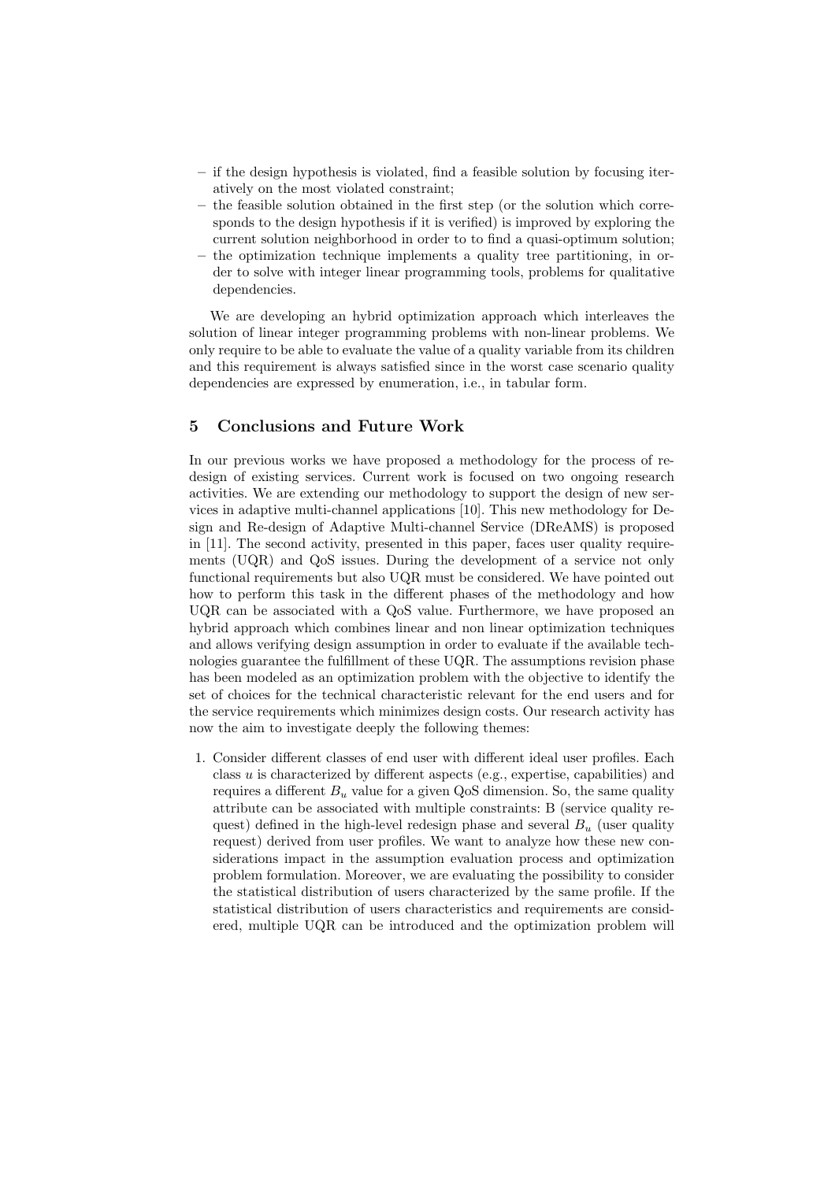- if the design hypothesis is violated, find a feasible solution by focusing iteratively on the most violated constraint;
- the feasible solution obtained in the first step (or the solution which corresponds to the design hypothesis if it is verified) is improved by exploring the current solution neighborhood in order to to find a quasi-optimum solution;
- the optimization technique implements a quality tree partitioning, in order to solve with integer linear programming tools, problems for qualitative dependencies.

We are developing an hybrid optimization approach which interleaves the solution of linear integer programming problems with non-linear problems. We only require to be able to evaluate the value of a quality variable from its children and this requirement is always satisfied since in the worst case scenario quality dependencies are expressed by enumeration, i.e., in tabular form.

## 5 Conclusions and Future Work

In our previous works we have proposed a methodology for the process of redesign of existing services. Current work is focused on two ongoing research activities. We are extending our methodology to support the design of new services in adaptive multi-channel applications [10]. This new methodology for Design and Re-design of Adaptive Multi-channel Service (DReAMS) is proposed in [11]. The second activity, presented in this paper, faces user quality requirements (UQR) and QoS issues. During the development of a service not only functional requirements but also UQR must be considered. We have pointed out how to perform this task in the different phases of the methodology and how UQR can be associated with a QoS value. Furthermore, we have proposed an hybrid approach which combines linear and non linear optimization techniques and allows verifying design assumption in order to evaluate if the available technologies guarantee the fulfillment of these UQR. The assumptions revision phase has been modeled as an optimization problem with the objective to identify the set of choices for the technical characteristic relevant for the end users and for the service requirements which minimizes design costs. Our research activity has now the aim to investigate deeply the following themes:

1. Consider different classes of end user with different ideal user profiles. Each class $u$ is characterized by different aspects (e.g., expertise, capabilities) and requires a different $B_u$ value for a given QoS dimension. So, the same quality attribute can be associated with multiple constraints: B (service quality request) defined in the high-level redesign phase and several $B_u$ (user quality request) derived from user profiles. We want to analyze how these new considerations impact in the assumption evaluation process and optimization problem formulation. Moreover, we are evaluating the possibility to consider the statistical distribution of users characterized by the same profile. If the statistical distribution of users characteristics and requirements are considered, multiple UQR can be introduced and the optimization problem will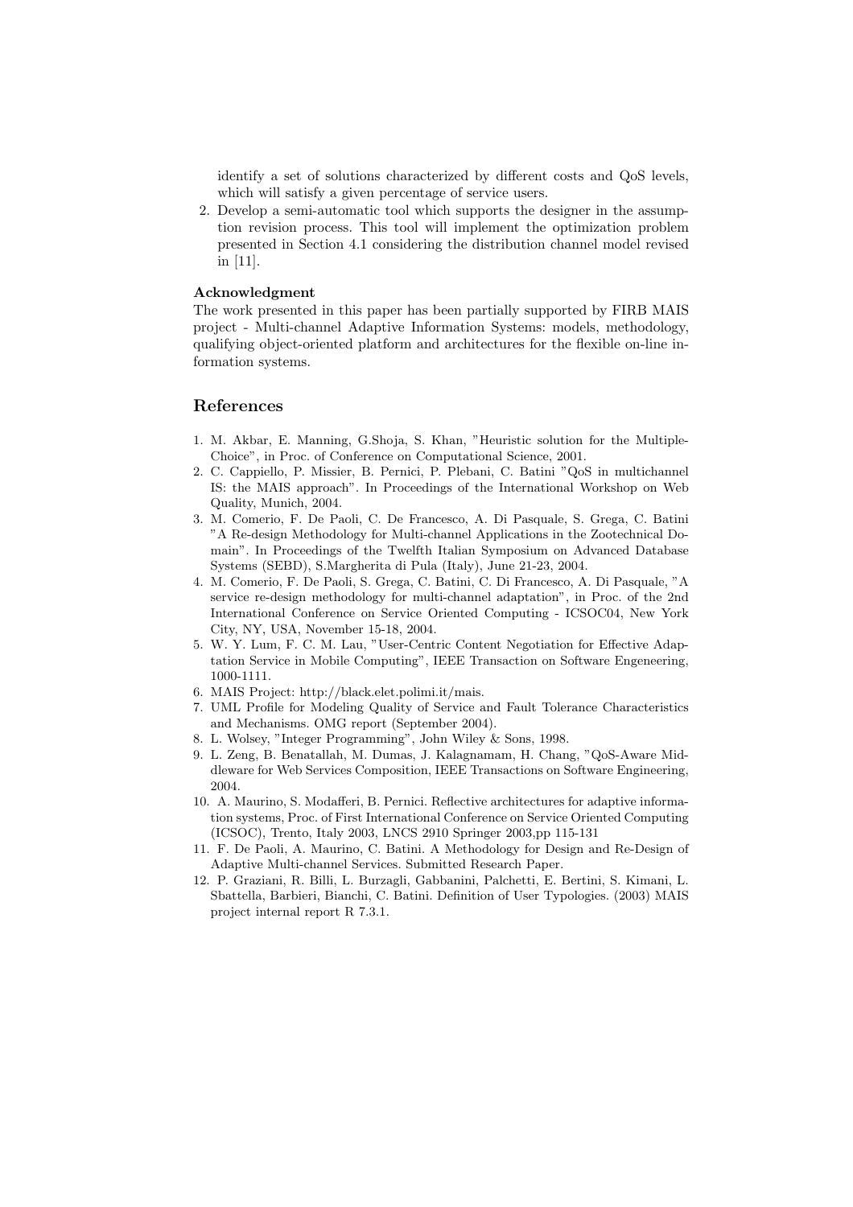identify a set of solutions characterized by different costs and QoS levels, which will satisfy a given percentage of service users.

2. Develop a semi-automatic tool which supports the designer in the assumption revision process. This tool will implement the optimization problem presented in Section 4.1 considering the distribution channel model revised in [11].

**Acknowledgment**

The work presented in this paper has been partially supported by FIRB MAIS project - Multi-channel Adaptive Information Systems: models, methodology, qualifying object-oriented platform and architectures for the flexible on-line information systems.

## References

1. M. Akbar, E. Manning, G.Shoja, S. Khan, "Heuristic solution for the Multiple-Choice", in Proc. of Conference on Computational Science, 2001.
2. C. Cappiello, P. Missier, B. Pernici, P. Plebani, C. Batini "QoS in multichannel IS: the MAIS approach". In Proceedings of the International Workshop on Web Quality, Munich, 2004.
3. M. Comerio, F. De Paoli, C. De Francesco, A. Di Pasquale, S. Grega, C. Batini "A Re-design Methodology for Multi-channel Applications in the Zootechnical Domain". In Proceedings of the Twelfth Italian Symposium on Advanced Database Systems (SEBD), S.Margherita di Pula (Italy), June 21-23, 2004.
4. M. Comerio, F. De Paoli, S. Grega, C. Batini, C. Di Francesco, A. Di Pasquale, "A service re-design methodology for multi-channel adaptation", in Proc. of the 2nd International Conference on Service Oriented Computing - ICSOC04, New York City, NY, USA, November 15-18, 2004.
5. W. Y. Lum, F. C. M. Lau, "User-Centric Content Negotiation for Effective Adaptation Service in Mobile Computing", IEEE Transaction on Software Engeneering, 1000-1111.
6. MAIS Project: http://black.elet.polimi.it/mais.
7. UML Profile for Modeling Quality of Service and Fault Tolerance Characteristics and Mechanisms. OMG report (September 2004).
8. L. Wolsey, "Integer Programming", John Wiley & Sons, 1998.
9. L. Zeng, B. Benatallah, M. Dumas, J. Kalagnamam, H. Chang, "QoS-Aware Middleware for Web Services Composition, IEEE Transactions on Software Engineering, 2004.
10. A. Maurino, S. Modafferi, B. Pernici. Reflective architectures for adaptive information systems, Proc. of First International Conference on Service Oriented Computing (ICSOC), Trento, Italy 2003, LNCS 2910 Springer 2003,pp 115-131
11. F. De Paoli, A. Maurino, C. Batini. A Methodology for Design and Re-Design of Adaptive Multi-channel Services. Submitted Research Paper.
12. P. Graziani, R. Billi, L. Burzagli, Gabbanini, Palchetti, E. Bertini, S. Kimani, L. Sbattella, Barbieri, Bianchi, C. Batini. Definition of User Typologies. (2003) MAIS project internal report R 7.3.1.